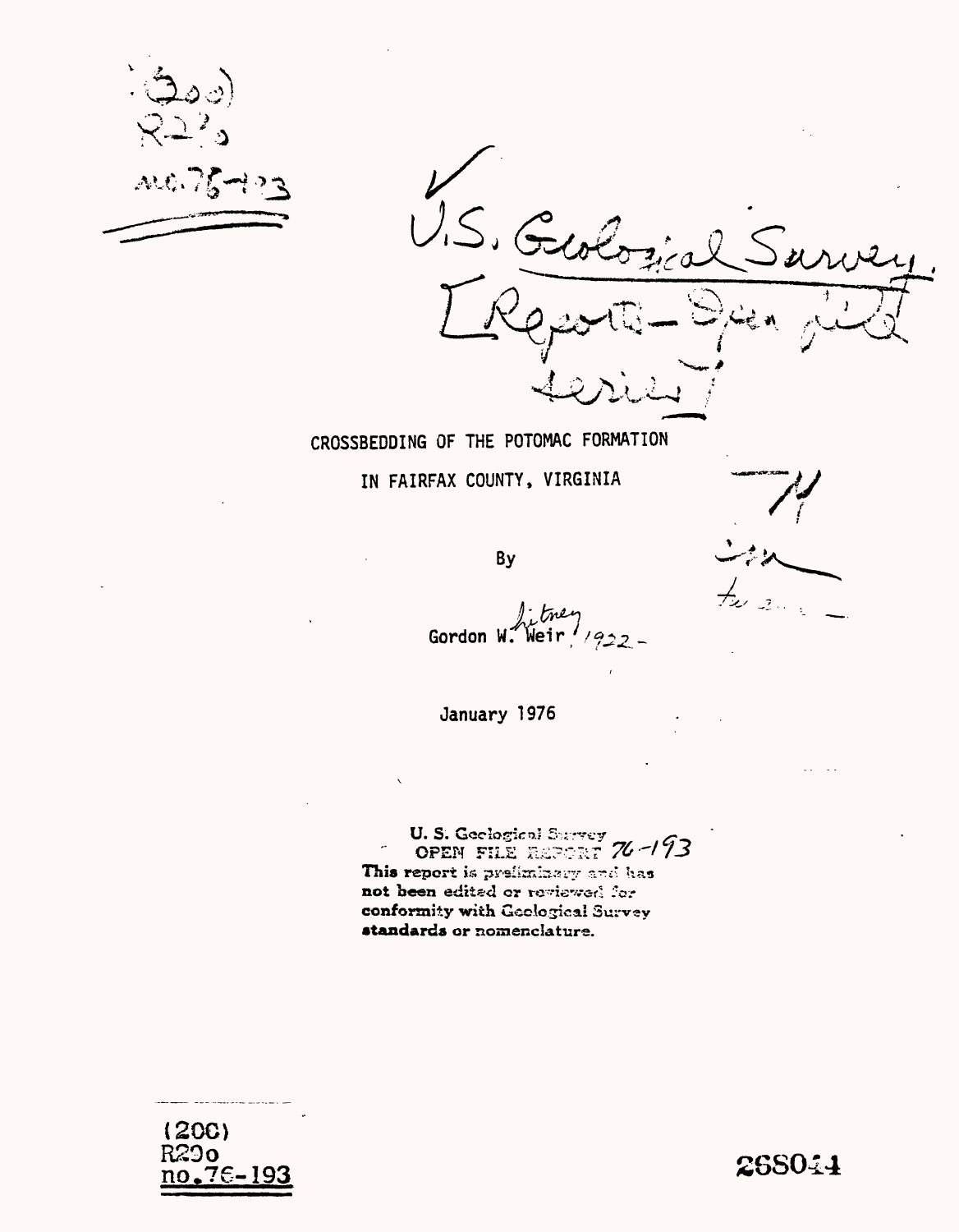(200)
R290
no.76-193

U.S. Geological Survey.
[Reports - Open file series]

# CROSSBEDDING OF THE POTOMAC FORMATION IN FAIRFAX COUNTY, VIRGINIA

By

Gordon Whitney Weir, 1922-

January 1976

U. S. Geological Survey
OPEN FILE REPORT 76-193
This report is preliminary and has not been edited or reviewed for conformity with Geological Survey standards or nomenclature.

(200)
R29o
no.76-193

268044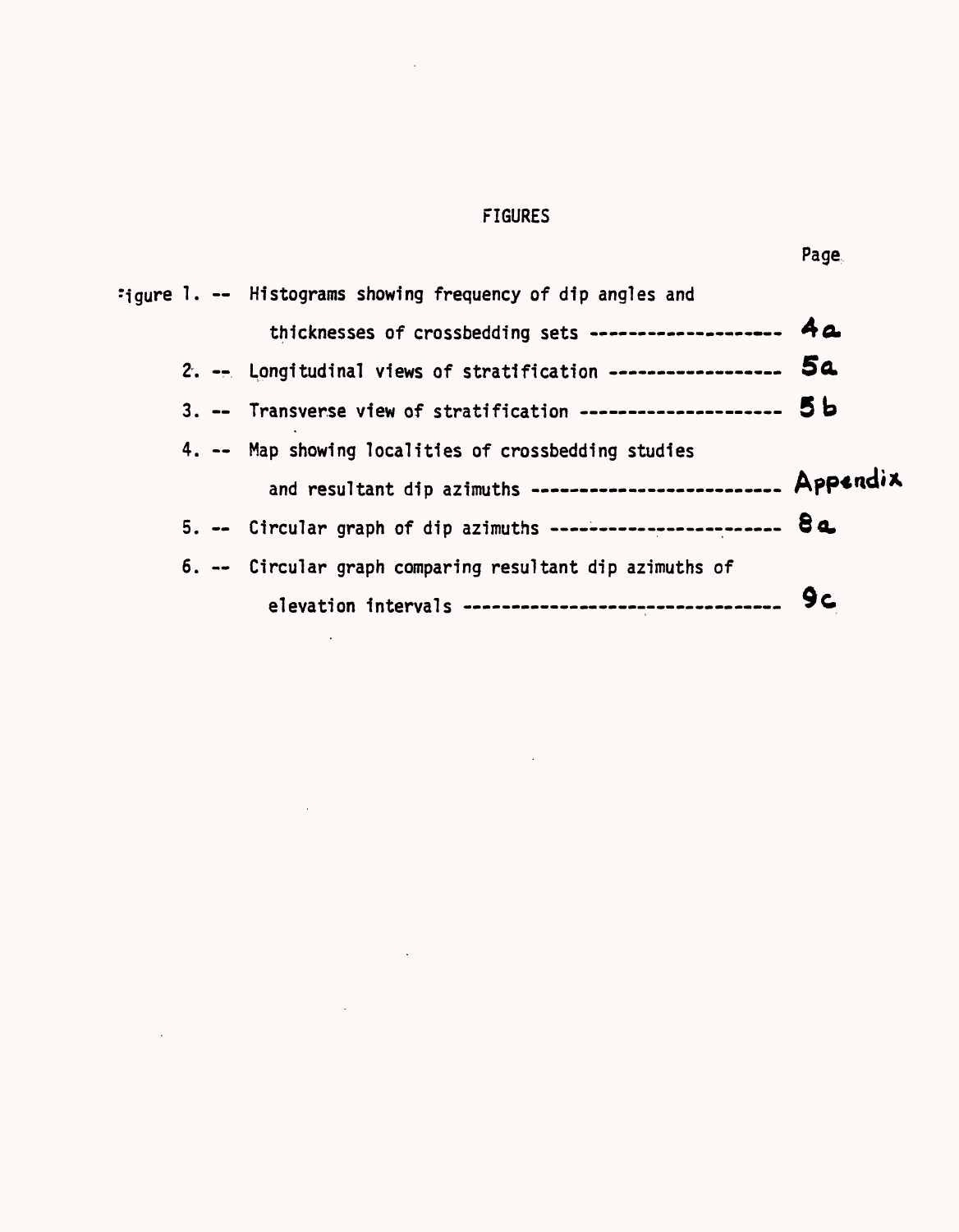# FIGURES

| | | Page |
|---|---|---|
| Figure 1. -- | Histograms showing frequency of dip angles and thicknesses of crossbedding sets -------------------- | 4a |
| 2. -- | Longitudinal views of stratification ------------------ | 5a |
| 3. -- | Transverse view of stratification --------------------- | 5b |
| 4. -- | Map showing localities of crossbedding studies and resultant dip azimuths -------------------------- | Appendix |
| 5. -- | Circular graph of dip azimuths ------------------------ | 8a |
| 6. -- | Circular graph comparing resultant dip azimuths of elevation intervals -------------------------------- | 9c |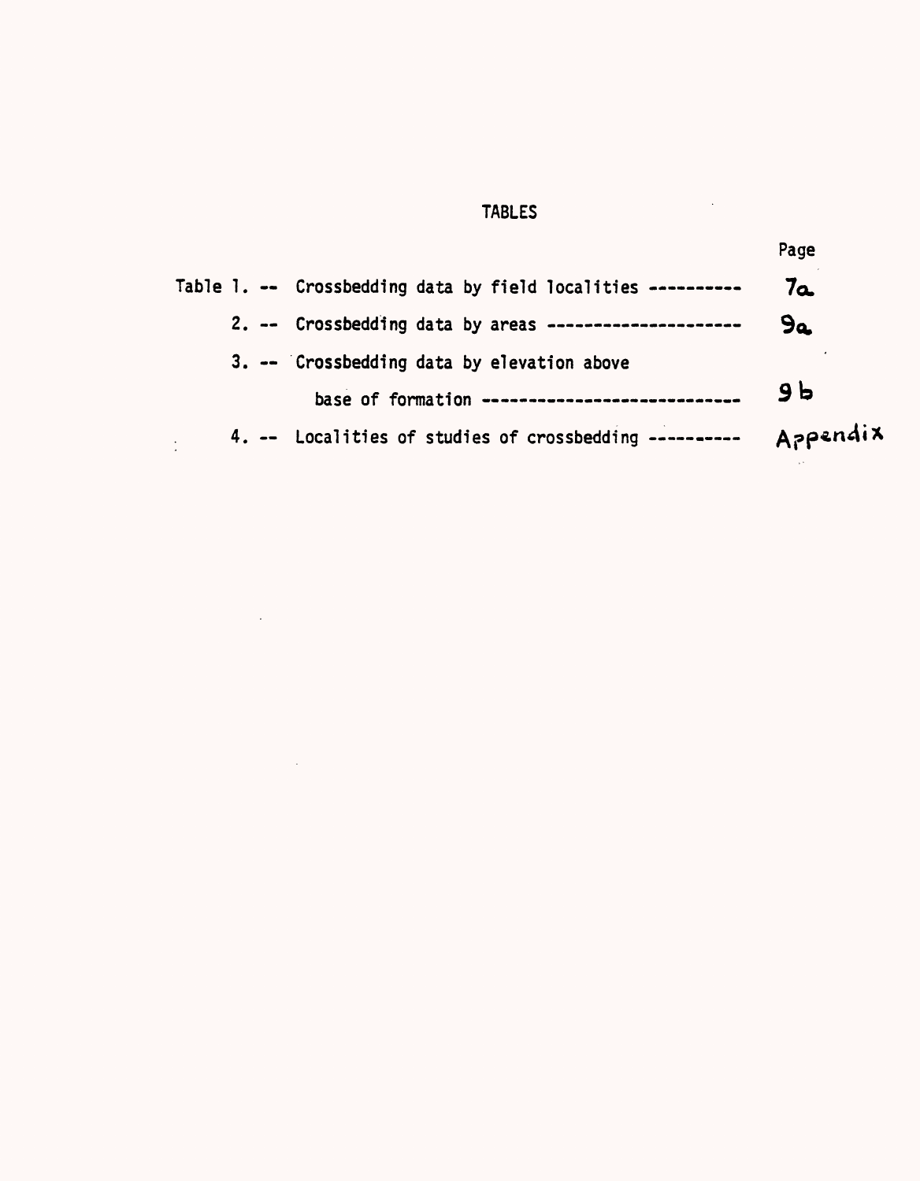# TABLES

| | | Page |
|---|---|---|
| Table 1. -- | Crossbedding data by field localities ---------- | 7a |
| 2. -- | Crossbedding data by areas --------------------- | 9a |
| 3. -- | Crossbedding data by elevation above base of formation ---------------------------- | 9b |
| 4. -- | Localities of studies of crossbedding ---------- | Appendix |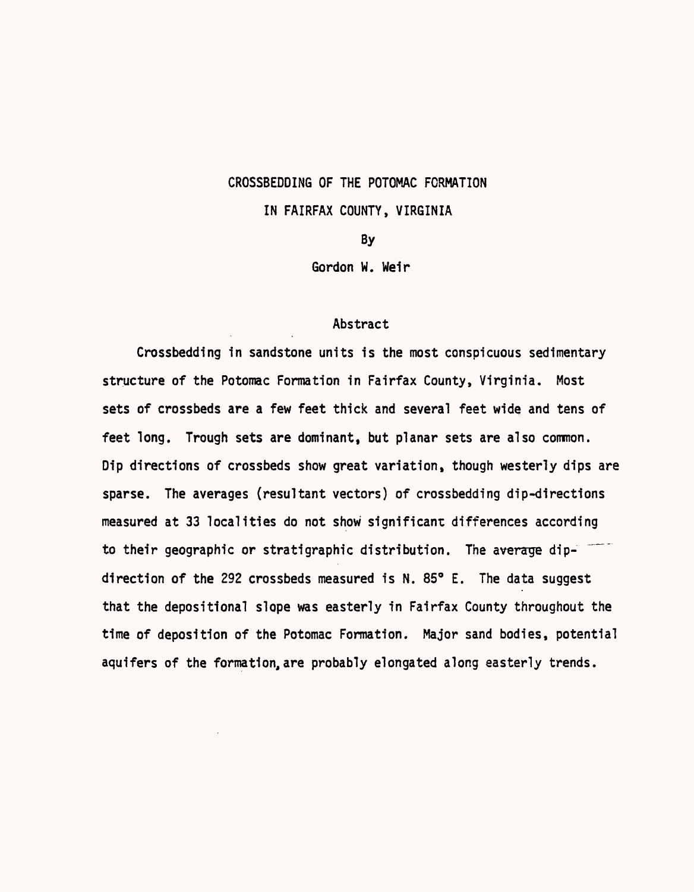# CROSSBEDDING OF THE POTOMAC FORMATION IN FAIRFAX COUNTY, VIRGINIA

By

Gordon W. Weir

## Abstract

Crossbedding in sandstone units is the most conspicuous sedimentary structure of the Potomac Formation in Fairfax County, Virginia. Most sets of crossbeds are a few feet thick and several feet wide and tens of feet long. Trough sets are dominant, but planar sets are also common. Dip directions of crossbeds show great variation, though westerly dips are sparse. The averages (resultant vectors) of crossbedding dip-directions measured at 33 localities do not show significant differences according to their geographic or stratigraphic distribution. The average dip-direction of the 292 crossbeds measured is N. 85° E. The data suggest that the depositional slope was easterly in Fairfax County throughout the time of deposition of the Potomac Formation. Major sand bodies, potential aquifers of the formation, are probably elongated along easterly trends.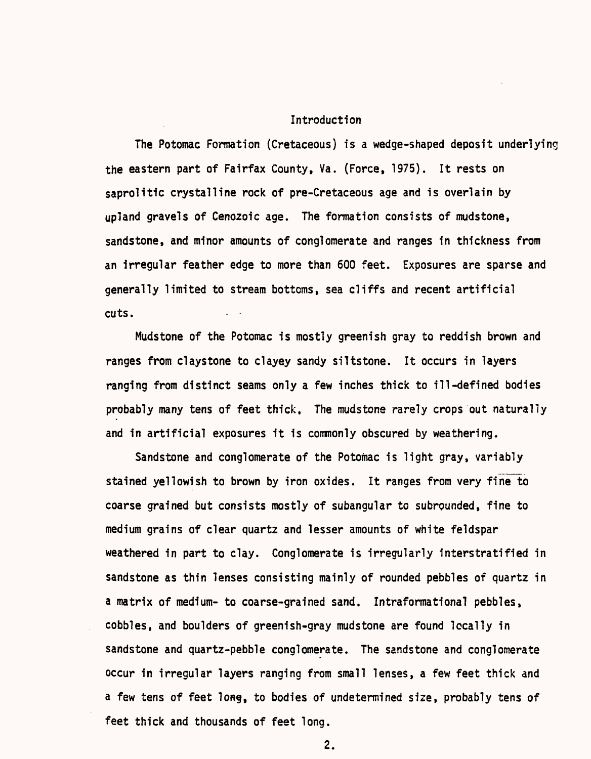## Introduction

The Potomac Formation (Cretaceous) is a wedge-shaped deposit underlying the eastern part of Fairfax County, Va. (Force, 1975). It rests on saprolitic crystalline rock of pre-Cretaceous age and is overlain by upland gravels of Cenozoic age. The formation consists of mudstone, sandstone, and minor amounts of conglomerate and ranges in thickness from an irregular feather edge to more than 600 feet. Exposures are sparse and generally limited to stream bottoms, sea cliffs and recent artificial cuts.

Mudstone of the Potomac is mostly greenish gray to reddish brown and ranges from claystone to clayey sandy siltstone. It occurs in layers ranging from distinct seams only a few inches thick to ill-defined bodies probably many tens of feet thick. The mudstone rarely crops out naturally and in artificial exposures it is commonly obscured by weathering.

Sandstone and conglomerate of the Potomac is light gray, variably stained yellowish to brown by iron oxides. It ranges from very fine to coarse grained but consists mostly of subangular to subrounded, fine to medium grains of clear quartz and lesser amounts of white feldspar weathered in part to clay. Conglomerate is irregularly interstratified in sandstone as thin lenses consisting mainly of rounded pebbles of quartz in a matrix of medium- to coarse-grained sand. Intraformational pebbles, cobbles, and boulders of greenish-gray mudstone are found locally in sandstone and quartz-pebble conglomerate. The sandstone and conglomerate occur in irregular layers ranging from small lenses, a few feet thick and a few tens of feet long, to bodies of undetermined size, probably tens of feet thick and thousands of feet long.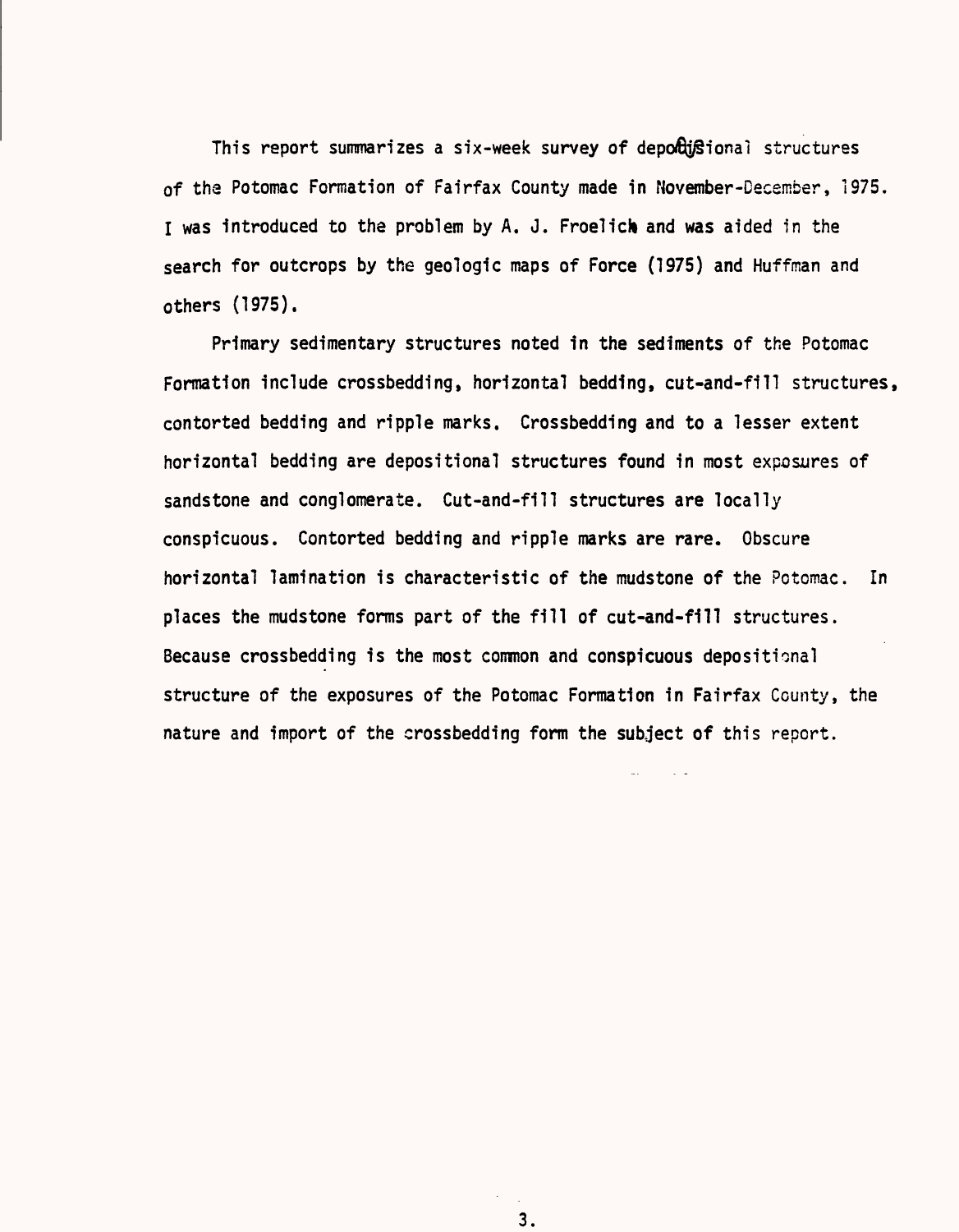This report summarizes a six-week survey of depositional structures of the Potomac Formation of Fairfax County made in November-December, 1975. I was introduced to the problem by A. J. Froelich and was aided in the search for outcrops by the geologic maps of Force (1975) and Huffman and others (1975).

Primary sedimentary structures noted in the sediments of the Potomac Formation include crossbedding, horizontal bedding, cut-and-fill structures, contorted bedding and ripple marks. Crossbedding and to a lesser extent horizontal bedding are depositional structures found in most exposures of sandstone and conglomerate. Cut-and-fill structures are locally conspicuous. Contorted bedding and ripple marks are rare. Obscure horizontal lamination is characteristic of the mudstone of the Potomac. In places the mudstone forms part of the fill of cut-and-fill structures. Because crossbedding is the most common and conspicuous depositional structure of the exposures of the Potomac Formation in Fairfax County, the nature and import of the crossbedding form the subject of this report.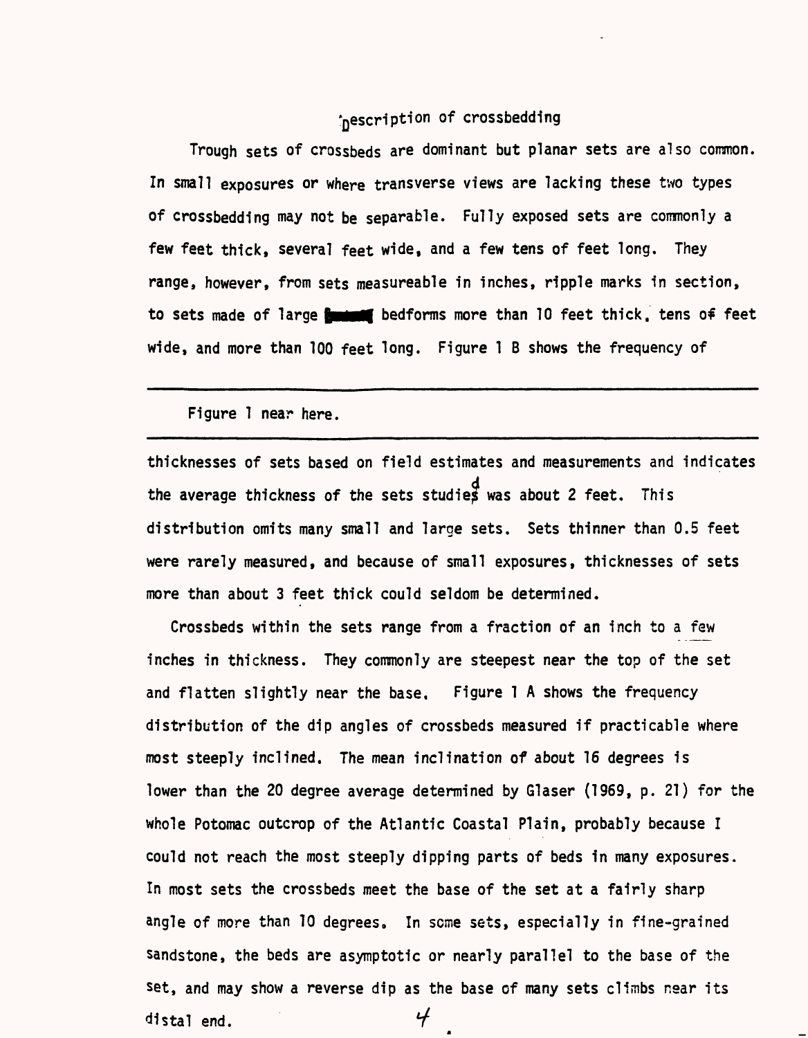## Description of crossbedding

Trough sets of crossbeds are dominant but planar sets are also common. In small exposures or where transverse views are lacking these two types of crossbedding may not be separable. Fully exposed sets are commonly a few feet thick, several feet wide, and a few tens of feet long. They range, however, from sets measureable in inches, ripple marks in section, to sets made of large bedforms more than 10 feet thick, tens of feet wide, and more than 100 feet long. Figure 1 B shows the frequency of

---

Figure 1 near here.

---

thicknesses of sets based on field estimates and measurements and indicates the average thickness of the sets studied was about 2 feet. This distribution omits many small and large sets. Sets thinner than 0.5 feet were rarely measured, and because of small exposures, thicknesses of sets more than about 3 feet thick could seldom be determined.

Crossbeds within the sets range from a fraction of an inch to a few inches in thickness. They commonly are steepest near the top of the set and flatten slightly near the base. Figure 1 A shows the frequency distribution of the dip angles of crossbeds measured if practicable where most steeply inclined. The mean inclination of about 16 degrees is lower than the 20 degree average determined by Glaser (1969, p. 21) for the whole Potomac outcrop of the Atlantic Coastal Plain, probably because I could not reach the most steeply dipping parts of beds in many exposures. In most sets the crossbeds meet the base of the set at a fairly sharp angle of more than 10 degrees. In some sets, especially in fine-grained sandstone, the beds are asymptotic or nearly parallel to the base of the set, and may show a reverse dip as the base of many sets climbs near its distal end.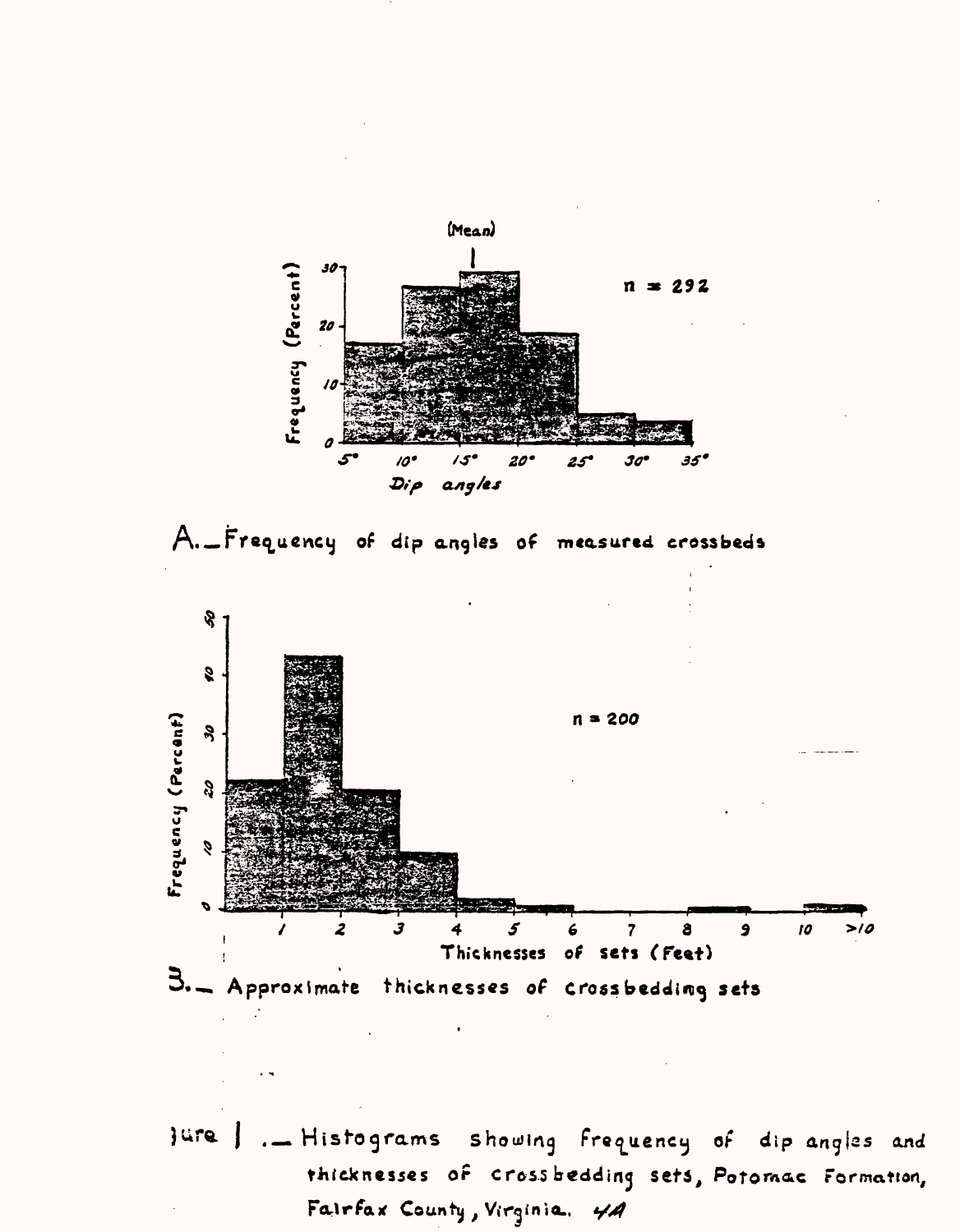(Mean)

Frequency (Percent)

n = 292

Dip angles

A.—Frequency of dip angles of measured crossbeds

Frequency (Percent)

n = 200

Thicknesses of sets (Feet)

B.— Approximate thicknesses of crossbedding sets

Figure 1.— Histograms showing frequency of dip angles and thicknesses of crossbedding sets, Potomac Formation, Fairfax County, Virginia. 4A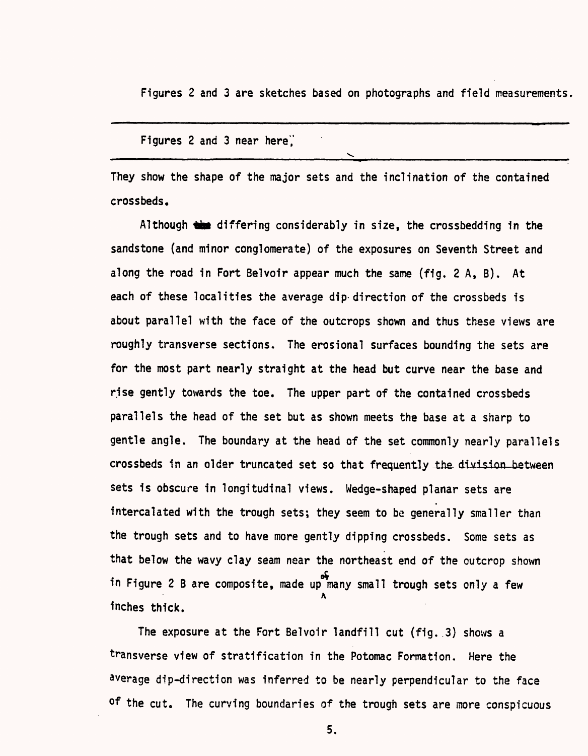Figures 2 and 3 are sketches based on photographs and field measurements.

---

Figures 2 and 3 near here.

---

They show the shape of the major sets and the inclination of the contained crossbeds.

Although differing considerably in size, the crossbedding in the sandstone (and minor conglomerate) of the exposures on Seventh Street and along the road in Fort Belvoir appear much the same (fig. 2 A, B). At each of these localities the average dip direction of the crossbeds is about parallel with the face of the outcrops shown and thus these views are roughly transverse sections. The erosional surfaces bounding the sets are for the most part nearly straight at the head but curve near the base and rise gently towards the toe. The upper part of the contained crossbeds parallels the head of the set but as shown meets the base at a sharp to gentle angle. The boundary at the head of the set commonly nearly parallels crossbeds in an older truncated set so that frequently the division between sets is obscure in longitudinal views. Wedge-shaped planar sets are intercalated with the trough sets; they seem to be generally smaller than the trough sets and to have more gently dipping crossbeds. Some sets as that below the wavy clay seam near the northeast end of the outcrop shown in Figure 2 B are composite, made up of many small trough sets only a few inches thick.

The exposure at the Fort Belvoir landfill cut (fig. 3) shows a transverse view of stratification in the Potomac Formation. Here the average dip-direction was inferred to be nearly perpendicular to the face of the cut. The curving boundaries of the trough sets are more conspicuous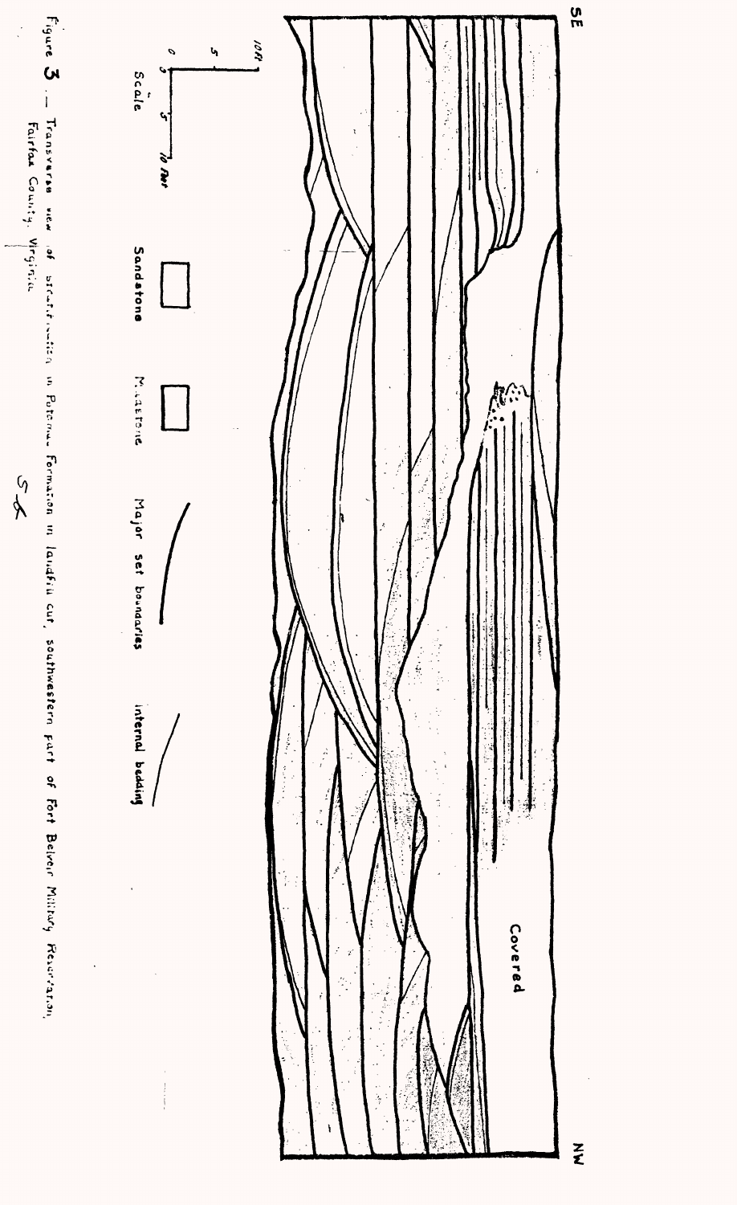SE

NW

Covered

Scale

0 5 10 feet

Sandstone

Mudstone

Major set boundaries

Internal bedding

Figure 3. — Transverse view of stratification in Potomac Formation in landfill cut, southwestern part of Fort Belvoir Military Reservation, Fairfax County, Virginia.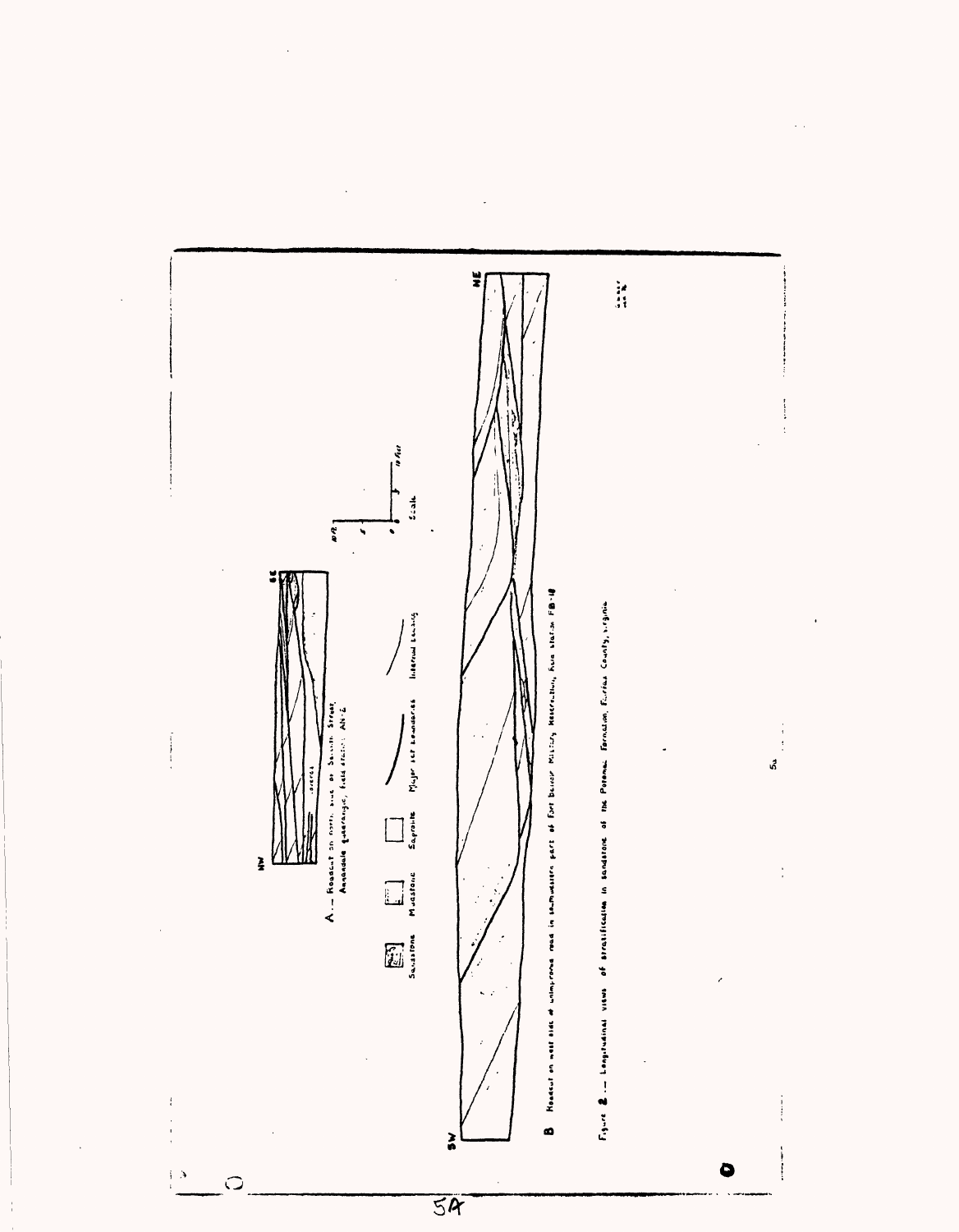A.— Roadcut on north side of Seventh Street, Annandale quadrangle, field station AN-2

B. Roadcut on west side of unimproved road in southwestern part of Fort Belvoir Military Reservation, field station FB-18

Sandstone    Mudstone    Saprolite    Major set boundaries    Internal bedding

Figure 2.— Longitudinal views of stratification in sandstone of the Potomac Formation, Fairfax County, Virginia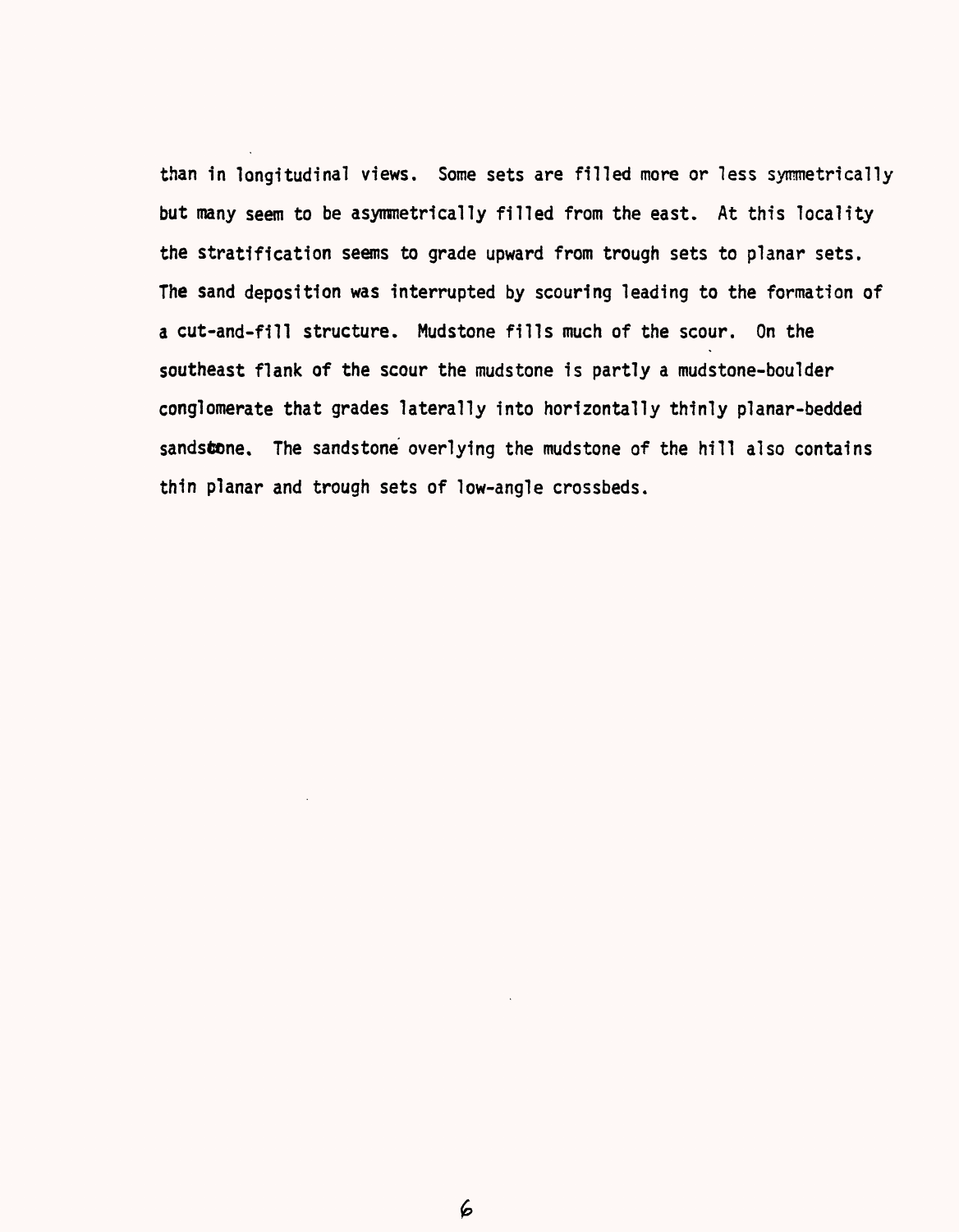than in longitudinal views. Some sets are filled more or less symmetrically but many seem to be asymmetrically filled from the east. At this locality the stratification seems to grade upward from trough sets to planar sets. The sand deposition was interrupted by scouring leading to the formation of a cut-and-fill structure. Mudstone fills much of the scour. On the southeast flank of the scour the mudstone is partly a mudstone-boulder conglomerate that grades laterally into horizontally thinly planar-bedded sandstone. The sandstone overlying the mudstone of the hill also contains thin planar and trough sets of low-angle crossbeds.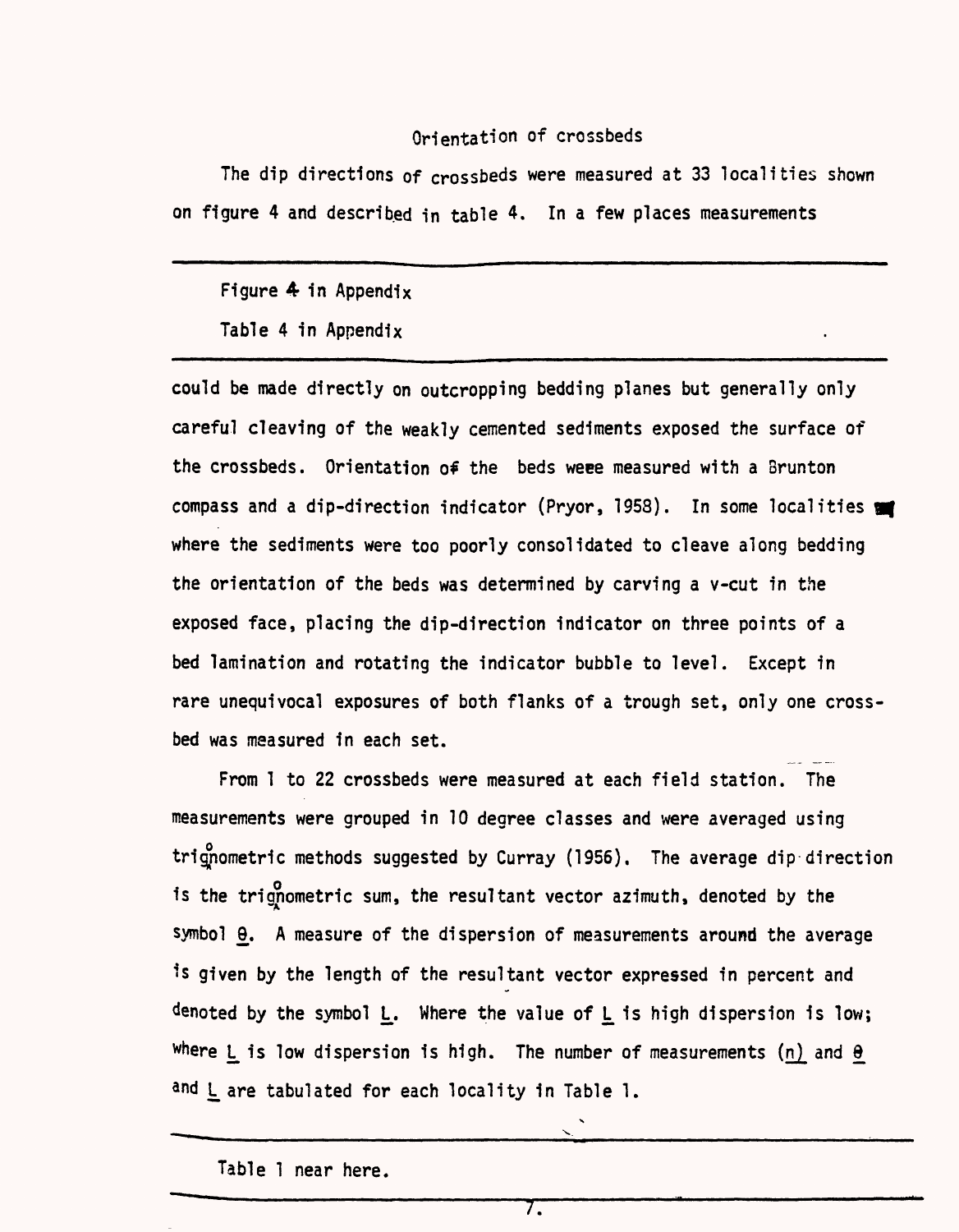## Orientation of crossbeds

The dip directions of crossbeds were measured at 33 localities shown on figure 4 and described in table 4. In a few places measurements

---

Figure 4 in Appendix

Table 4 in Appendix

---

could be made directly on outcropping bedding planes but generally only careful cleaving of the weakly cemented sediments exposed the surface of the crossbeds. Orientation of the beds were measured with a Brunton compass and a dip-direction indicator (Pryor, 1958). In some localities where the sediments were too poorly consolidated to cleave along bedding the orientation of the beds was determined by carving a v-cut in the exposed face, placing the dip-direction indicator on three points of a bed lamination and rotating the indicator bubble to level. Except in rare unequivocal exposures of both flanks of a trough set, only one crossbed was measured in each set.

From 1 to 22 crossbeds were measured at each field station. The measurements were grouped in 10 degree classes and were averaged using trigonometric methods suggested by Curray (1956). The average dip direction is the trigonometric sum, the resultant vector azimuth, denoted by the symbol $\underline{\theta}$. A measure of the dispersion of measurements around the average is given by the length of the resultant vector expressed in percent and denoted by the symbol $\underline{L}$. Where the value of $\underline{L}$ is high dispersion is low; where $\underline{L}$ is low dispersion is high. The number of measurements ($\underline{n}$) and $\underline{\theta}$ and $\underline{L}$ are tabulated for each locality in Table 1.

---

Table 1 near here.

---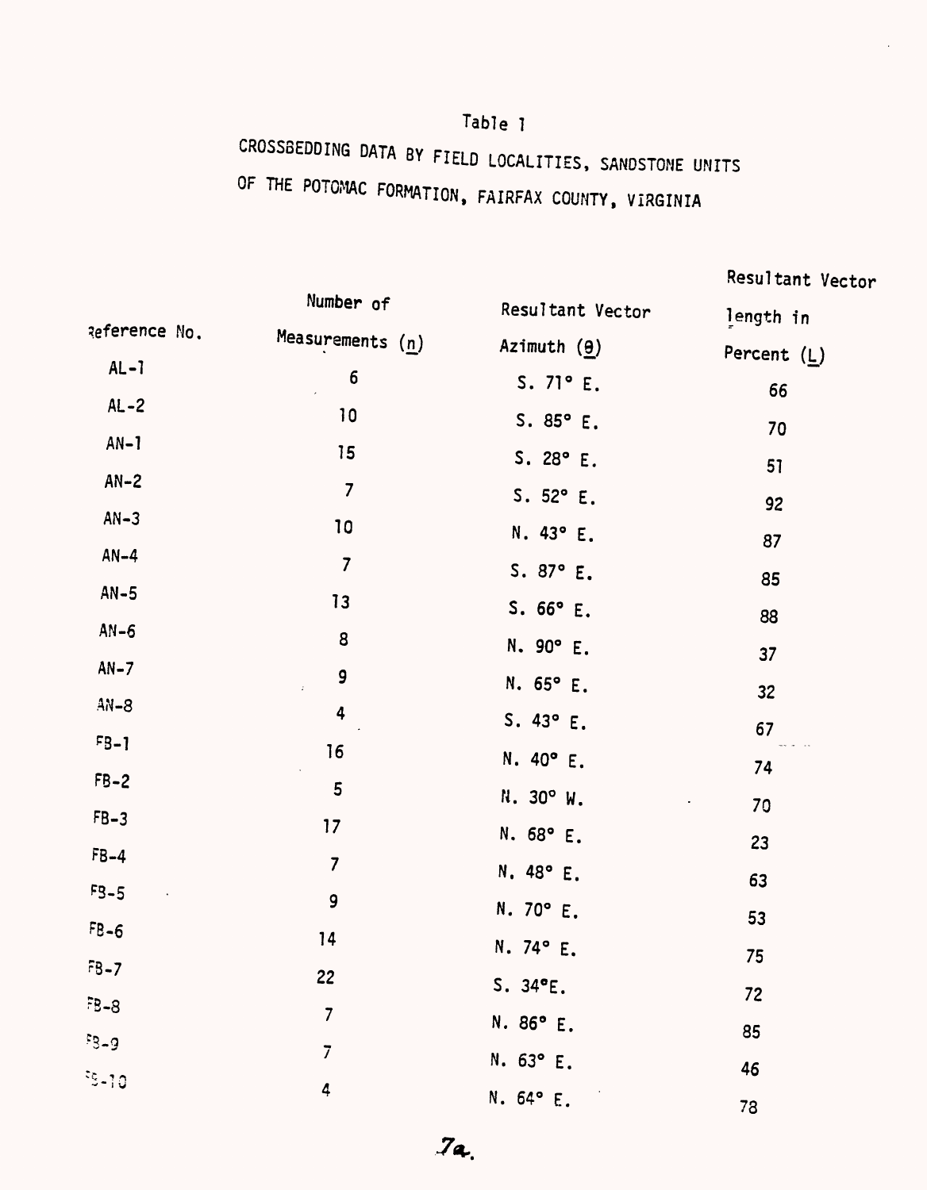Table 1

CROSSBEDDING DATA BY FIELD LOCALITIES, SANDSTONE UNITS OF THE POTOMAC FORMATION, FAIRFAX COUNTY, VIRGINIA

| Reference No. | Number of Measurements (n) | Resultant Vector Azimuth (θ) | Resultant Vector length in Percent (L) |
|---|---|---|---|
| AL-1 | 6 | S. 71° E. | 66 |
| AL-2 | 10 | S. 85° E. | 70 |
| AN-1 | 15 | S. 28° E. | 51 |
| AN-2 | 7 | S. 52° E. | 92 |
| AN-3 | 10 | N. 43° E. | 87 |
| AN-4 | 7 | S. 87° E. | 85 |
| AN-5 | 13 | S. 66° E. | 88 |
| AN-6 | 8 | N. 90° E. | 37 |
| AN-7 | 9 | N. 65° E. | 32 |
| AN-8 | 4 | S. 43° E. | 67 |
| FB-1 | 16 | N. 40° E. | 74 |
| FB-2 | 5 | N. 30° W. | 70 |
| FB-3 | 17 | N. 68° E. | 23 |
| FB-4 | 7 | N. 48° E. | 63 |
| FB-5 | 9 | N. 70° E. | 53 |
| FB-6 | 14 | N. 74° E. | 75 |
| FB-7 | 22 | S. 34°E. | 72 |
| FB-8 | 7 | N. 86° E. | 85 |
| FB-9 | 7 | N. 63° E. | 46 |
| FB-10 | 4 | N. 64° E. | 78 |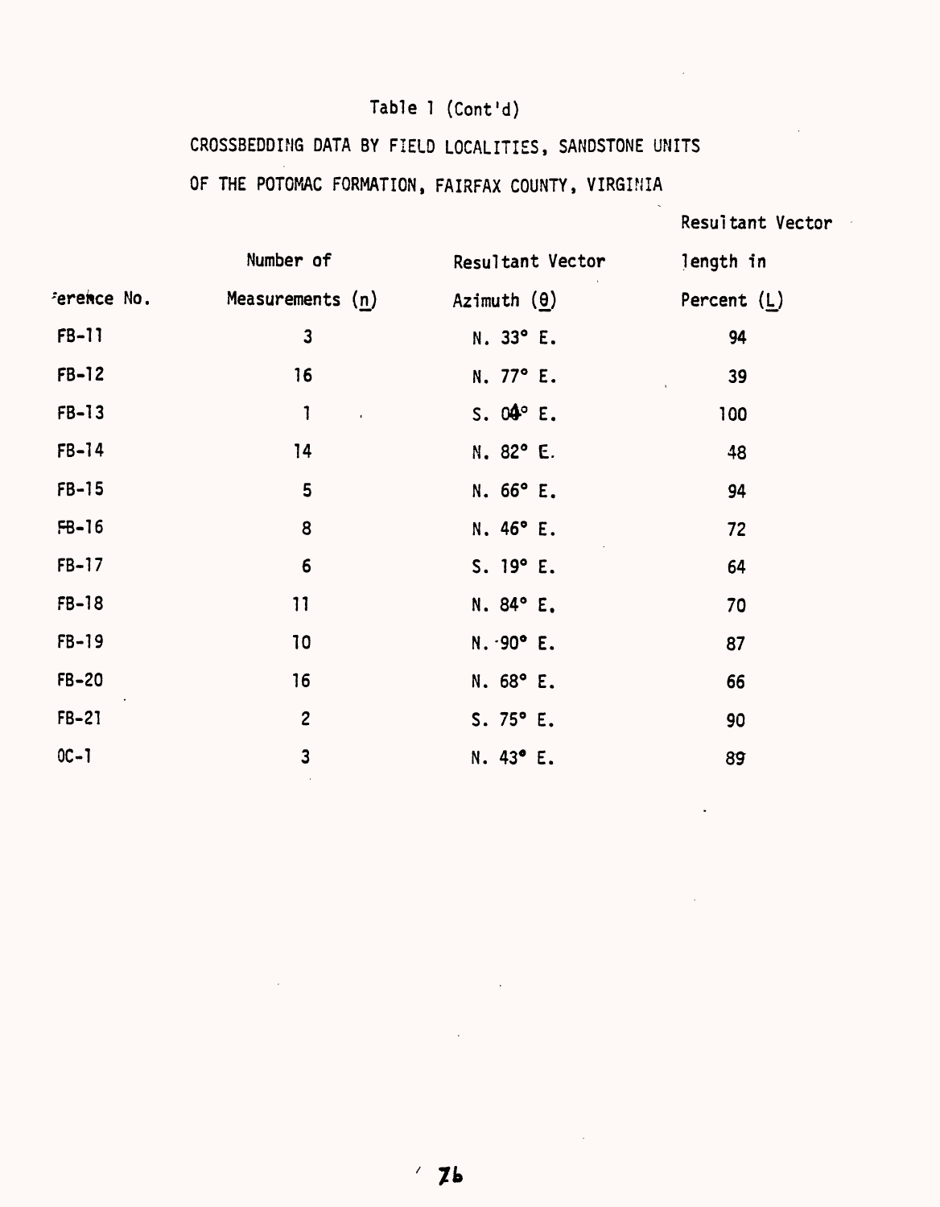Table 1 (Cont'd)

CROSSBEDDING DATA BY FIELD LOCALITIES, SANDSTONE UNITS OF THE POTOMAC FORMATION, FAIRFAX COUNTY, VIRGINIA

| Reference No. | Number of Measurements (n) | Resultant Vector Azimuth (θ) | Resultant Vector length in Percent (L) |
|---|---|---|---|
| FB-11 | 3 | N. 33° E. | 94 |
| FB-12 | 16 | N. 77° E. | 39 |
| FB-13 | 1 | S. 04° E. | 100 |
| FB-14 | 14 | N. 82° E. | 48 |
| FB-15 | 5 | N. 66° E. | 94 |
| FB-16 | 8 | N. 46° E. | 72 |
| FB-17 | 6 | S. 19° E. | 64 |
| FB-18 | 11 | N. 84° E. | 70 |
| FB-19 | 10 | N. 90° E. | 87 |
| FB-20 | 16 | N. 68° E. | 66 |
| FB-21 | 2 | S. 75° E. | 90 |
| OC-1 | 3 | N. 43° E. | 89 |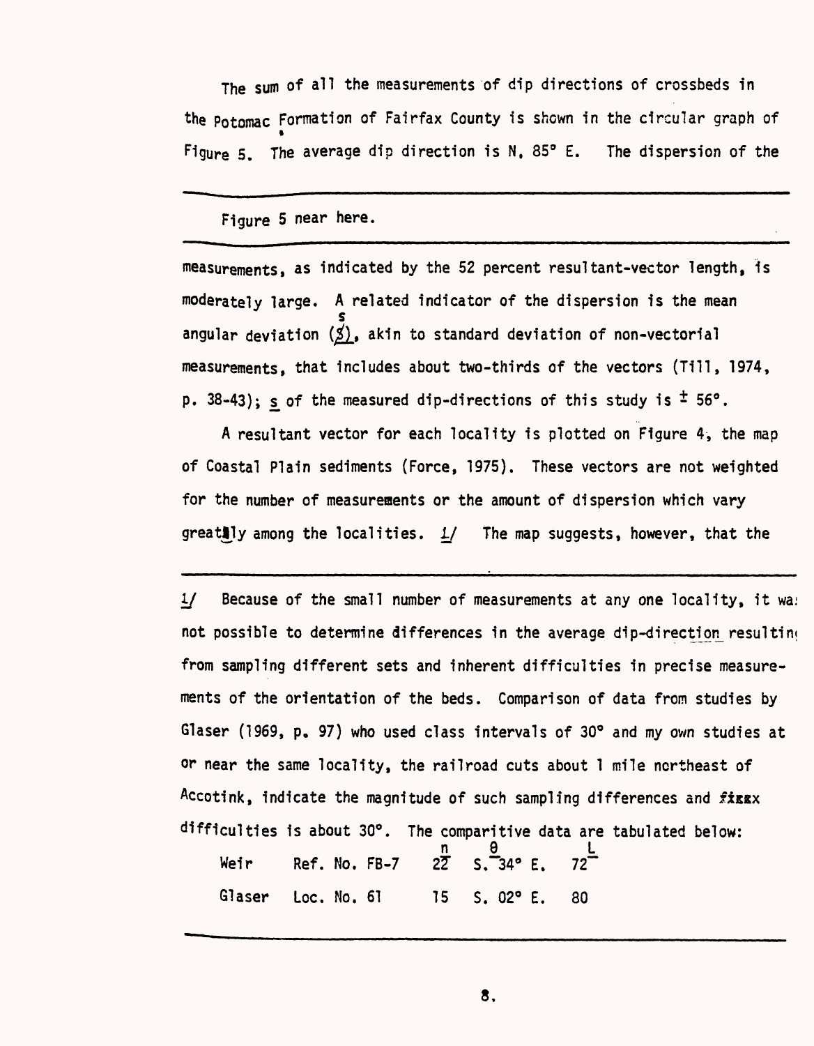The sum of all the measurements of dip directions of crossbeds in the Potomac Formation of Fairfax County is shown in the circular graph of Figure 5. The average dip direction is N. 85° E. The dispersion of the

---

Figure 5 near here.

---

measurements, as indicated by the 52 percent resultant-vector length, is moderately large. A related indicator of the dispersion is the mean angular deviation ($s$), akin to standard deviation of non-vectorial measurements, that includes about two-thirds of the vectors (Till, 1974, p. 38-43); $s$ of the measured dip-directions of this study is ± 56°.

A resultant vector for each locality is plotted on Figure 4, the map of Coastal Plain sediments (Force, 1975). These vectors are not weighted for the number of measurements or the amount of dispersion which vary greatly among the localities. 1/ The map suggests, however, that the

---

1/ Because of the small number of measurements at any one locality, it was not possible to determine differences in the average dip-direction resulting from sampling different sets and inherent difficulties in precise measurements of the orientation of the beds. Comparison of data from studies by Glaser (1969, p. 97) who used class intervals of 30° and my own studies at or near the same locality, the railroad cuts about 1 mile northeast of Accotink, indicate the magnitude of such sampling differences and difficulties is about 30°. The comparitive data are tabulated below:

| | | $n$ | $\theta$ | $L$ |
|---|---|---|---|---|
| Weir | Ref. No. FB-7 | 22 | S. 34° E. | 72 |
| Glaser | Loc. No. 61 | 15 | S. 02° E. | 80 |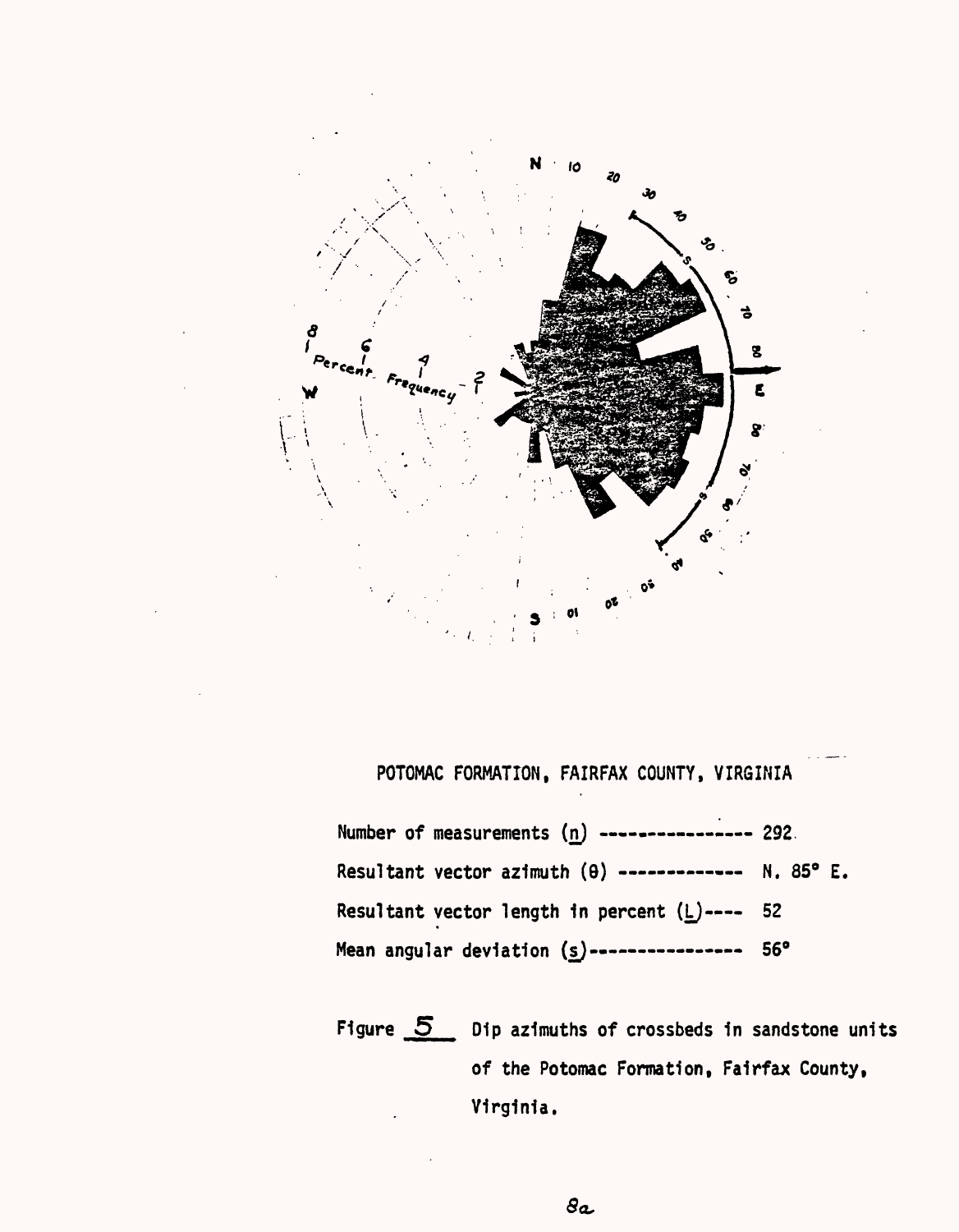POTOMAC FORMATION, FAIRFAX COUNTY, VIRGINIA

Number of measurements (n) ---------------- 292

Resultant vector azimuth (θ) ------------- N. 85° E.

Resultant vector length in percent (L)---- 52

Mean angular deviation (s)---------------- 56°

Figure 5 Dip azimuths of crossbeds in sandstone units of the Potomac Formation, Fairfax County, Virginia.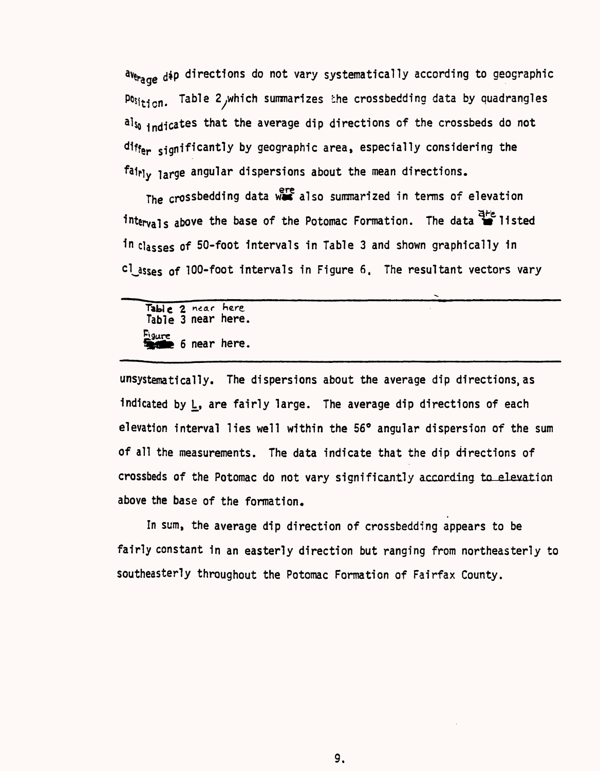average dip directions do not vary systematically according to geographic position. Table 2, which summarizes the crossbedding data by quadrangles also indicates that the average dip directions of the crossbeds do not differ significantly by geographic area, especially considering the fairly large angular dispersions about the mean directions.

The crossbedding data were also summarized in terms of elevation intervals above the base of the Potomac Formation. The data are listed in classes of 50-foot intervals in Table 3 and shown graphically in classes of 100-foot intervals in Figure 6. The resultant vectors vary

---

Table 2 near here
Table 3 near here.
Figure 6 near here.

---

unsystematically. The dispersions about the average dip directions, as indicated by L, are fairly large. The average dip directions of each elevation interval lies well within the 56° angular dispersion of the sum of all the measurements. The data indicate that the dip directions of crossbeds of the Potomac do not vary significantly according to elevation above the base of the formation.

In sum, the average dip direction of crossbedding appears to be fairly constant in an easterly direction but ranging from northeasterly to southeasterly throughout the Potomac Formation of Fairfax County.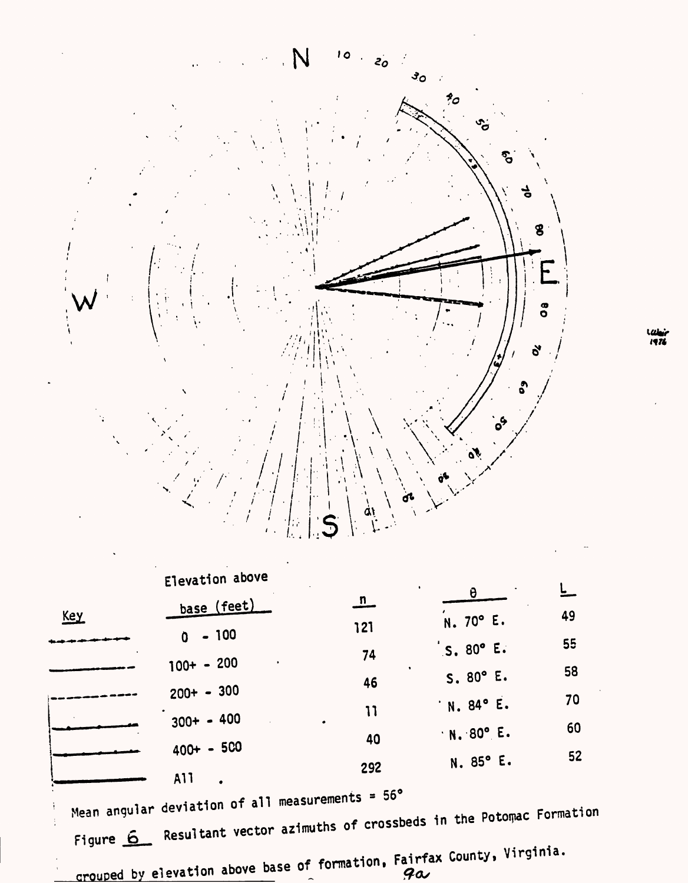| Key | Elevation above base (feet) | n | θ | L |
|---|---|---|---|---|
| (dotted line) | 0 - 100 | 121 | N. 70° E. | 49 |
| (solid line) | 100+ - 200 | 74 | S. 80° E. | 55 |
| (dashed line) | 200+ - 300 | 46 | S. 80° E. | 58 |
| (dot-dash line) | 300+ - 400 | 11 | N. 84° E. | 70 |
| (dot-dash line) | 400+ - 500 | 40 | N. 80° E. | 60 |
| (heavy solid line) | All | 292 | N. 85° E. | 52 |

Mean angular deviation of all measurements = 56°

Figure 6 Resultant vector azimuths of crossbeds in the Potomac Formation grouped by elevation above base of formation, Fairfax County, Virginia.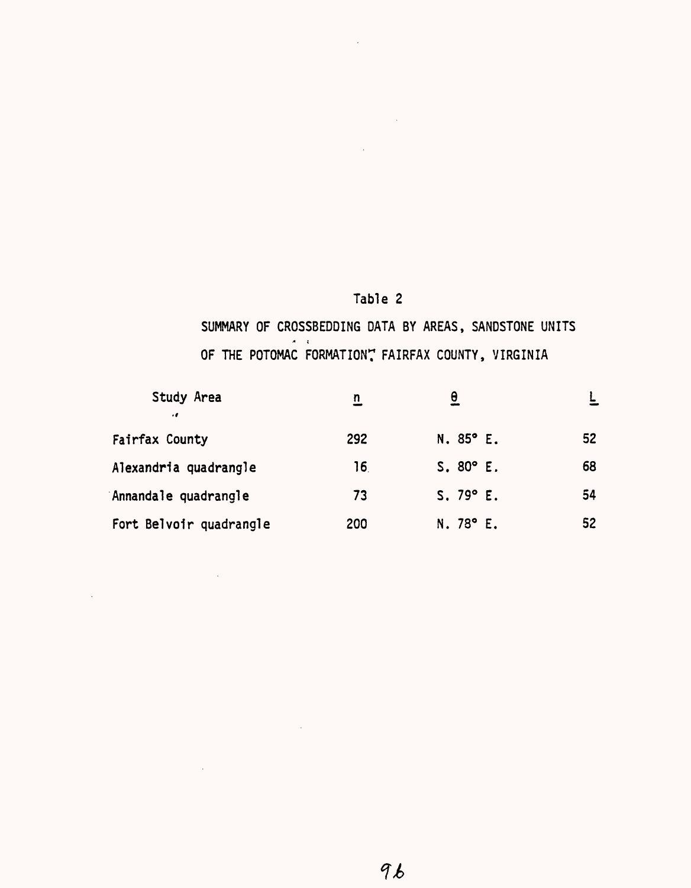Table 2

SUMMARY OF CROSSBEDDING DATA BY AREAS, SANDSTONE UNITS OF THE POTOMAC FORMATION, FAIRFAX COUNTY, VIRGINIA

| Study Area | n | θ | L |
|---|---|---|---|
| Fairfax County | 292 | N. 85° E. | 52 |
| Alexandria quadrangle | 16 | S. 80° E. | 68 |
| Annandale quadrangle | 73 | S. 79° E. | 54 |
| Fort Belvoir quadrangle | 200 | N. 78° E. | 52 |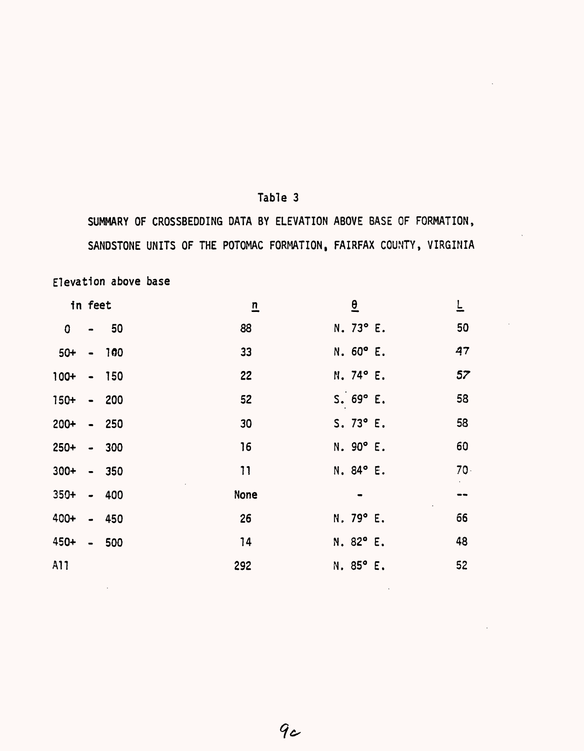Table 3

SUMMARY OF CROSSBEDDING DATA BY ELEVATION ABOVE BASE OF FORMATION, SANDSTONE UNITS OF THE POTOMAC FORMATION, FAIRFAX COUNTY, VIRGINIA

| Elevation above base in feet | n | θ | L |
|---|---|---|---|
| 0 - 50 | 88 | N. 73° E. | 50 |
| 50+ - 100 | 33 | N. 60° E. | 47 |
| 100+ - 150 | 22 | N. 74° E. | 57 |
| 150+ - 200 | 52 | S. 69° E. | 58 |
| 200+ - 250 | 30 | S. 73° E. | 58 |
| 250+ - 300 | 16 | N. 90° E. | 60 |
| 300+ - 350 | 11 | N. 84° E. | 70 |
| 350+ - 400 | None | - | -- |
| 400+ - 450 | 26 | N. 79° E. | 66 |
| 450+ - 500 | 14 | N. 82° E. | 48 |
| All | 292 | N. 85° E. | 52 |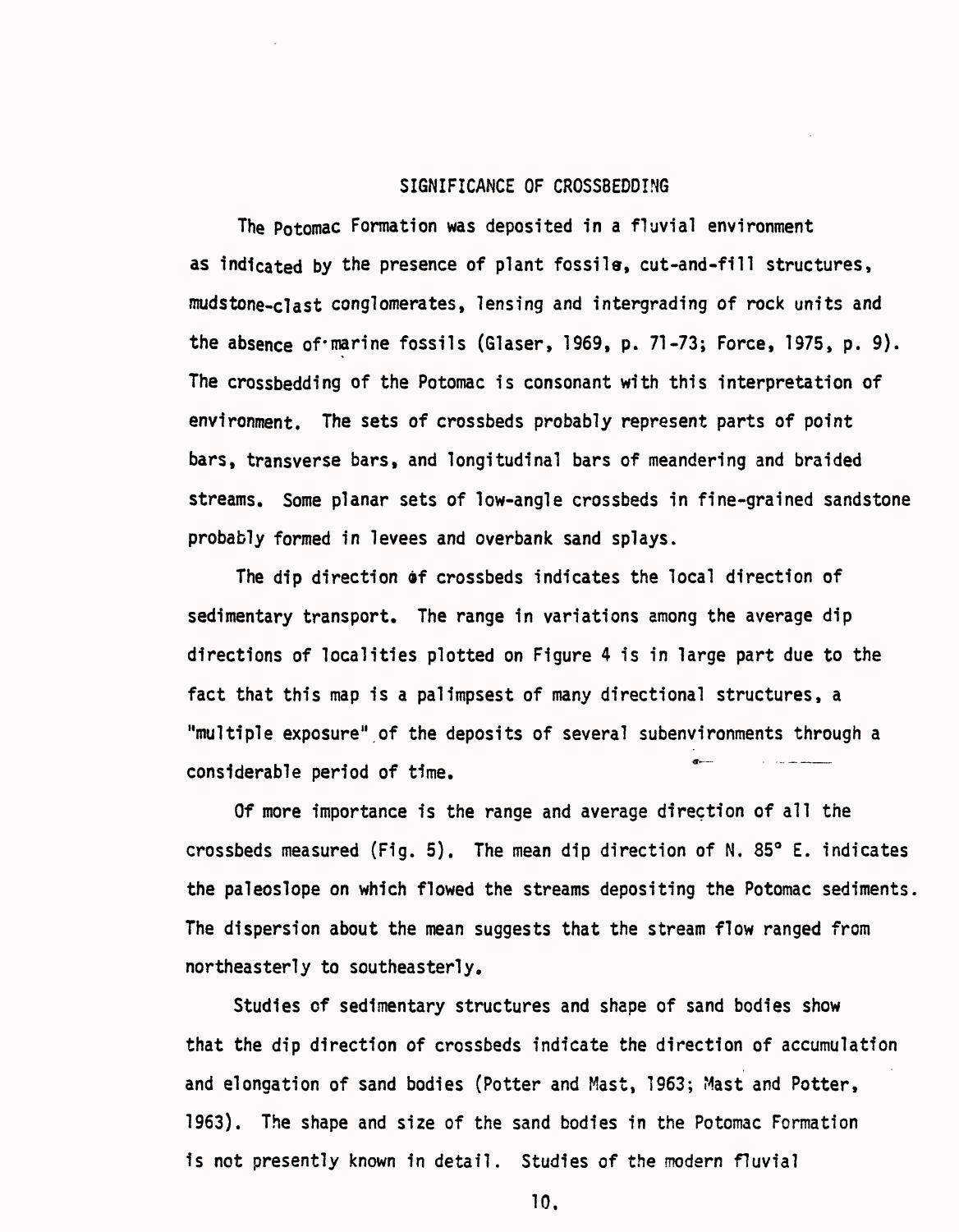## SIGNIFICANCE OF CROSSBEDDING

The Potomac Formation was deposited in a fluvial environment as indicated by the presence of plant fossils, cut-and-fill structures, mudstone-clast conglomerates, lensing and intergrading of rock units and the absence of marine fossils (Glaser, 1969, p. 71-73; Force, 1975, p. 9). The crossbedding of the Potomac is consonant with this interpretation of environment. The sets of crossbeds probably represent parts of point bars, transverse bars, and longitudinal bars of meandering and braided streams. Some planar sets of low-angle crossbeds in fine-grained sandstone probably formed in levees and overbank sand splays.

The dip direction of crossbeds indicates the local direction of sedimentary transport. The range in variations among the average dip directions of localities plotted on Figure 4 is in large part due to the fact that this map is a palimpsest of many directional structures, a "multiple exposure" of the deposits of several subenvironments through a considerable period of time.

Of more importance is the range and average direction of all the crossbeds measured (Fig. 5). The mean dip direction of N. 85° E. indicates the paleoslope on which flowed the streams depositing the Potomac sediments. The dispersion about the mean suggests that the stream flow ranged from northeasterly to southeasterly.

Studies of sedimentary structures and shape of sand bodies show that the dip direction of crossbeds indicate the direction of accumulation and elongation of sand bodies (Potter and Mast, 1963; Mast and Potter, 1963). The shape and size of the sand bodies in the Potomac Formation is not presently known in detail. Studies of the modern fluvial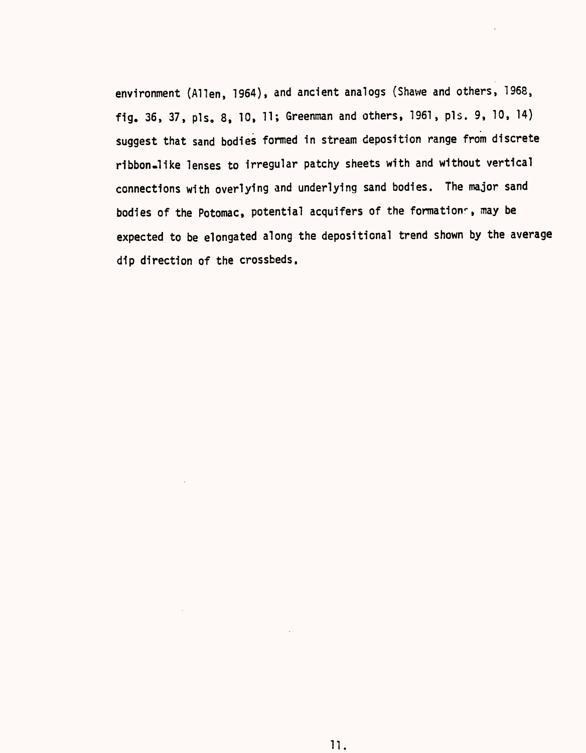environment (Allen, 1964), and ancient analogs (Shawe and others, 1968, fig. 36, 37, pls. 8, 10, 11; Greenman and others, 1961, pls. 9, 10, 14) suggest that sand bodies formed in stream deposition range from discrete ribbon-like lenses to irregular patchy sheets with and without vertical connections with overlying and underlying sand bodies. The major sand bodies of the Potomac, potential acquifers of the formation, may be expected to be elongated along the depositional trend shown by the average dip direction of the crossbeds.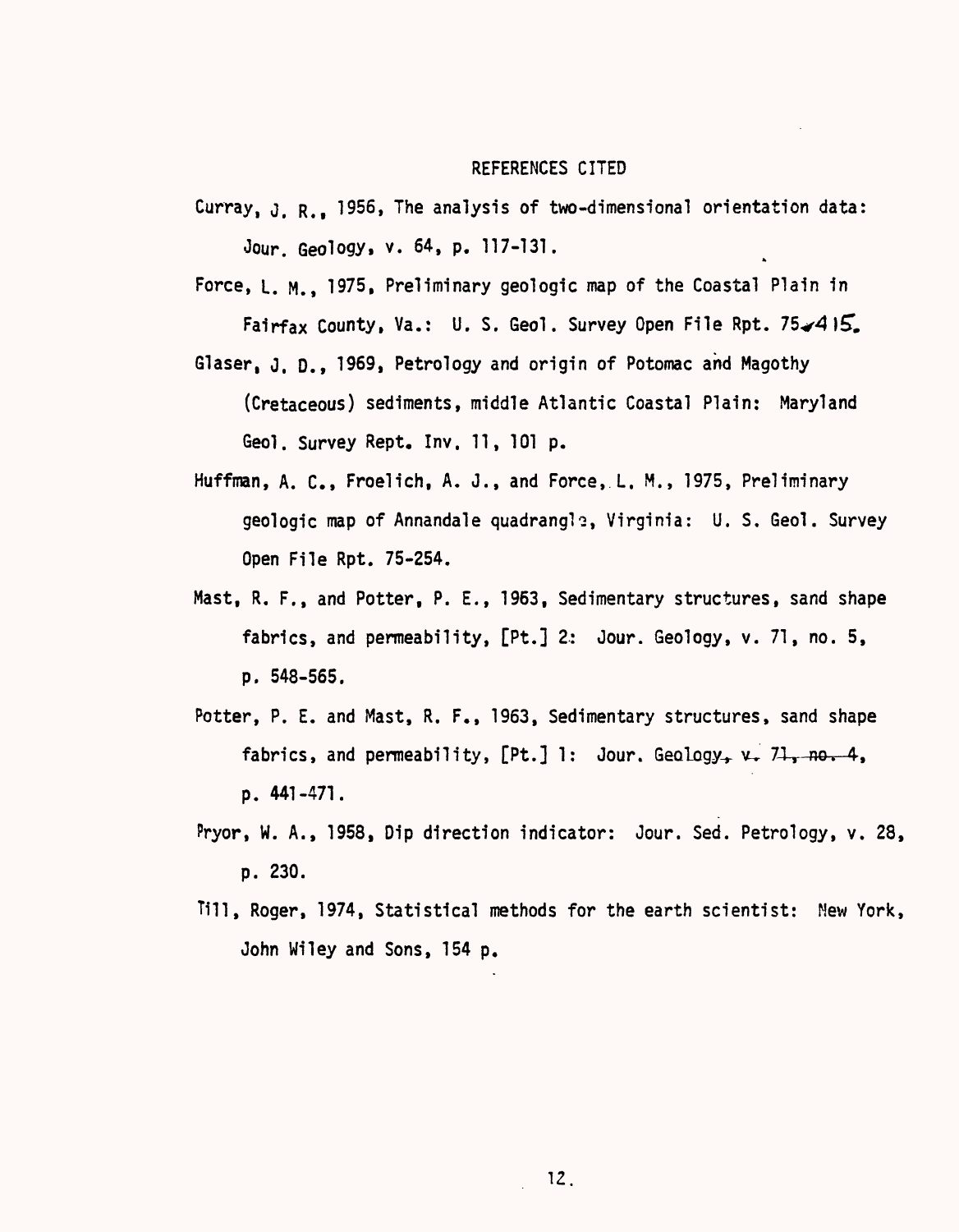# REFERENCES CITED

Curray, J. R., 1956, The analysis of two-dimensional orientation data: Jour. Geology, v. 64, p. 117-131.

Force, L. M., 1975, Preliminary geologic map of the Coastal Plain in Fairfax County, Va.: U. S. Geol. Survey Open File Rpt. 75-415.

Glaser, J. D., 1969, Petrology and origin of Potomac and Magothy (Cretaceous) sediments, middle Atlantic Coastal Plain: Maryland Geol. Survey Rept. Inv. 11, 101 p.

Huffman, A. C., Froelich, A. J., and Force, L. M., 1975, Preliminary geologic map of Annandale quadrangle, Virginia: U. S. Geol. Survey Open File Rpt. 75-254.

Mast, R. F., and Potter, P. E., 1963, Sedimentary structures, sand shape fabrics, and permeability, [Pt.] 2: Jour. Geology, v. 71, no. 5, p. 548-565.

Potter, P. E. and Mast, R. F., 1963, Sedimentary structures, sand shape fabrics, and permeability, [Pt.] 1: Jour. Geology, ~~v. 71, no. 4~~, p. 441-471.

Pryor, W. A., 1958, Dip direction indicator: Jour. Sed. Petrology, v. 28, p. 230.

Till, Roger, 1974, Statistical methods for the earth scientist: New York, John Wiley and Sons, 154 p.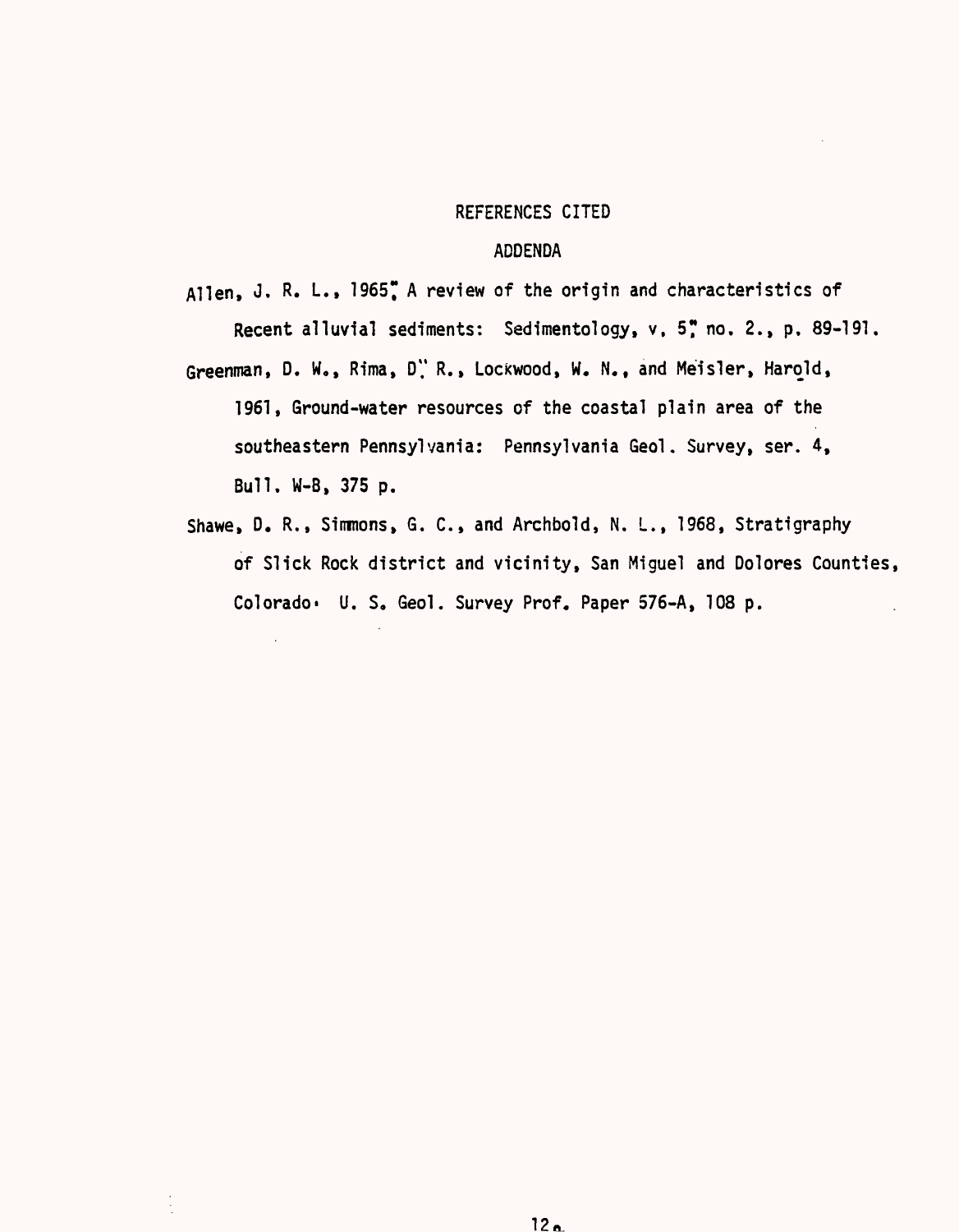## REFERENCES CITED

### ADDENDA

Allen, J. R. L., 1965, A review of the origin and characteristics of Recent alluvial sediments: Sedimentology, v. 5, no. 2., p. 89-191.

Greenman, D. W., Rima, D. R., Lockwood, W. N., and Meisler, Harold, 1961, Ground-water resources of the coastal plain area of the southeastern Pennsylvania: Pennsylvania Geol. Survey, ser. 4, Bull. W-B, 375 p.

Shawe, D. R., Simmons, G. C., and Archbold, N. L., 1968, Stratigraphy of Slick Rock district and vicinity, San Miguel and Dolores Counties, Colorado. U. S. Geol. Survey Prof. Paper 576-A, 108 p.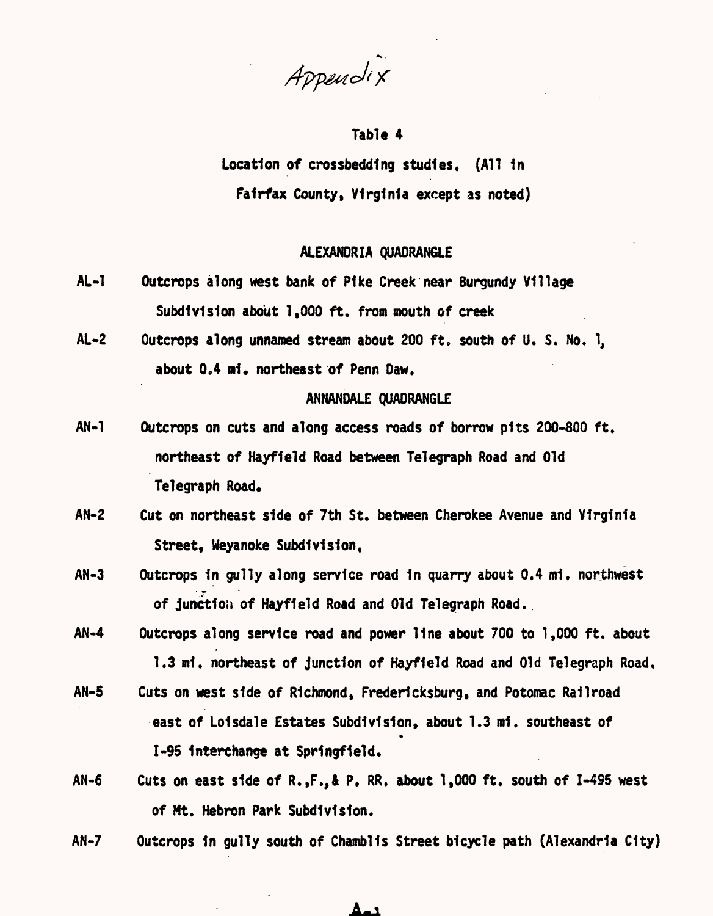*Appendix*

## Table 4

Location of crossbedding studies. (All in Fairfax County, Virginia except as noted)

### ALEXANDRIA QUADRANGLE

AL-1 Outcrops along west bank of Pike Creek near Burgundy Village Subdivision about 1,000 ft. from mouth of creek

AL-2 Outcrops along unnamed stream about 200 ft. south of U. S. No. 1, about 0.4 mi. northeast of Penn Daw.

### ANNANDALE QUADRANGLE

AN-1 Outcrops on cuts and along access roads of borrow pits 200-800 ft. northeast of Hayfield Road between Telegraph Road and Old Telegraph Road.

AN-2 Cut on northeast side of 7th St. between Cherokee Avenue and Virginia Street, Weyanoke Subdivision,

AN-3 Outcrops in gully along service road in quarry about 0.4 mi. northwest of junction of Hayfield Road and Old Telegraph Road.

AN-4 Outcrops along service road and power line about 700 to 1,000 ft. about 1.3 mi. northeast of junction of Hayfield Road and Old Telegraph Road.

AN-5 Cuts on west side of Richmond, Fredericksburg, and Potomac Railroad east of Loisdale Estates Subdivision, about 1.3 mi. southeast of I-95 interchange at Springfield.

AN-6 Cuts on east side of R.,F.,& P. RR. about 1,000 ft. south of I-495 west of Mt. Hebron Park Subdivision.

AN-7 Outcrops in gully south of Chamblis Street bicycle path (Alexandria City)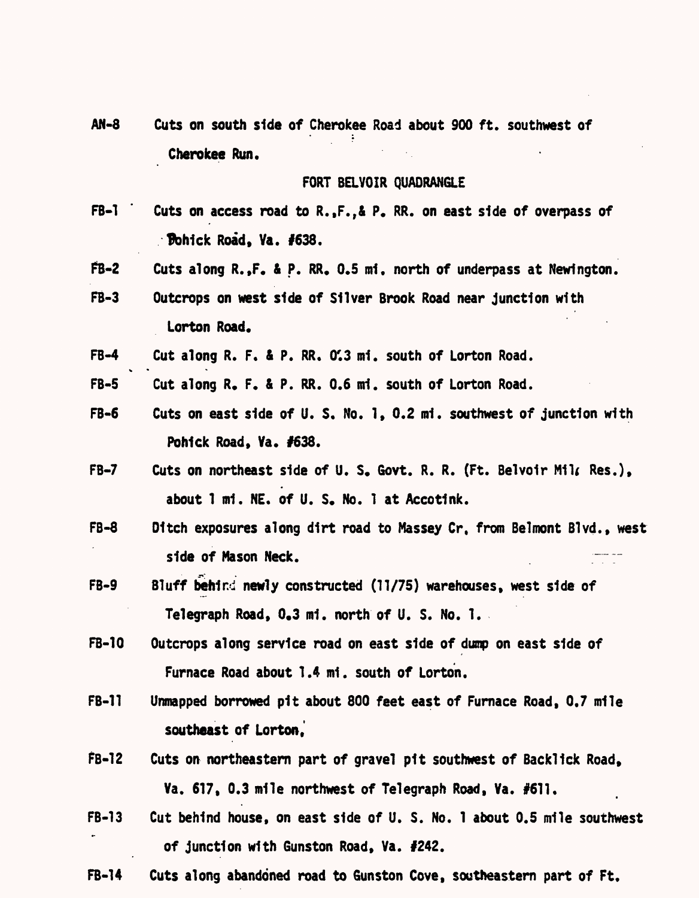AN-8 Cuts on south side of Cherokee Road about 900 ft. southwest of Cherokee Run.

## FORT BELVOIR QUADRANGLE

FB-1 Cuts on access road to R.,F.,& P. RR. on east side of overpass of Pohick Road, Va. #638.

FB-2 Cuts along R.,F. & P. RR. 0.5 mi. north of underpass at Newington.

FB-3 Outcrops on west side of Silver Brook Road near junction with Lorton Road.

FB-4 Cut along R. F. & P. RR. 0.3 mi. south of Lorton Road.

FB-5 Cut along R. F. & P. RR. 0.6 mi. south of Lorton Road.

FB-6 Cuts on east side of U. S. No. 1, 0.2 mi. southwest of junction with Pohick Road, Va. #638.

FB-7 Cuts on northeast side of U. S. Govt. R. R. (Ft. Belvoir Mil. Res.), about 1 mi. NE. of U. S. No. 1 at Accotink.

FB-8 Ditch exposures along dirt road to Massey Cr. from Belmont Blvd., west side of Mason Neck.

FB-9 Bluff behind newly constructed (11/75) warehouses, west side of Telegraph Road, 0.3 mi. north of U. S. No. 1.

FB-10 Outcrops along service road on east side of dump on east side of Furnace Road about 1.4 mi. south of Lorton.

FB-11 Unmapped borrowed pit about 800 feet east of Furnace Road, 0.7 mile southeast of Lorton.

FB-12 Cuts on northeastern part of gravel pit southwest of Backlick Road, Va. 617, 0.3 mile northwest of Telegraph Road, Va. #611.

FB-13 Cut behind house, on east side of U. S. No. 1 about 0.5 mile southwest of junction with Gunston Road, Va. #242.

FB-14 Cuts along abandoned road to Gunston Cove, southeastern part of Ft.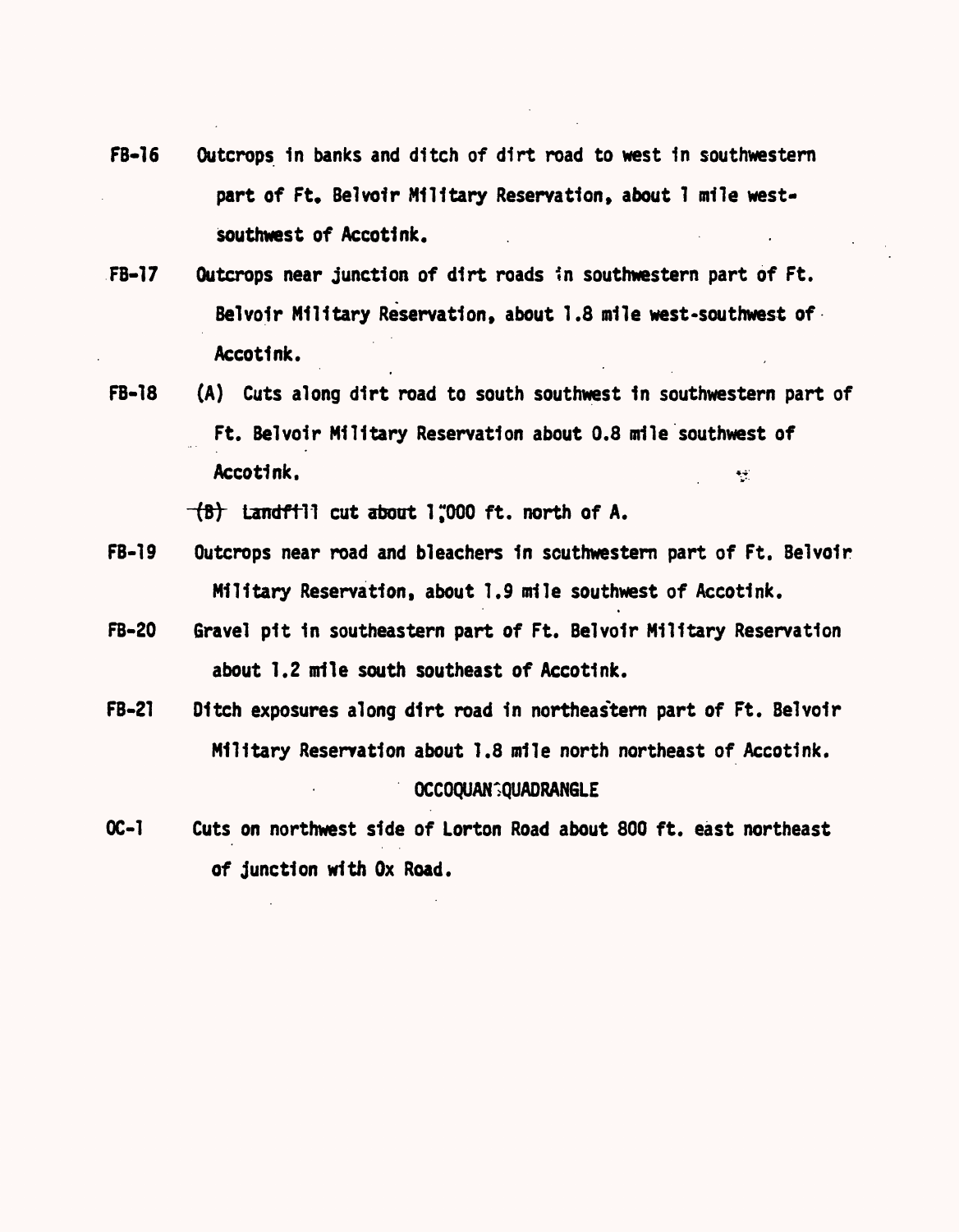FB-16 Outcrops in banks and ditch of dirt road to west in southwestern part of Ft. Belvoir Military Reservation, about 1 mile west-southwest of Accotink.

FB-17 Outcrops near junction of dirt roads in southwestern part of Ft. Belvoir Military Reservation, about 1.8 mile west-southwest of Accotink.

FB-18 (A) Cuts along dirt road to south southwest in southwestern part of Ft. Belvoir Military Reservation about 0.8 mile southwest of Accotink.

~~(B)~~ Landfill cut about 1,000 ft. north of A.

FB-19 Outcrops near road and bleachers in southwestern part of Ft. Belvoir Military Reservation, about 1.9 mile southwest of Accotink.

FB-20 Gravel pit in southeastern part of Ft. Belvoir Military Reservation about 1.2 mile south southeast of Accotink.

FB-21 Ditch exposures along dirt road in northeastern part of Ft. Belvoir Military Reservation about 1.8 mile north northeast of Accotink.

OCCOQUAN QUADRANGLE

OC-1 Cuts on northwest side of Lorton Road about 800 ft. east northeast of junction with Ox Road.